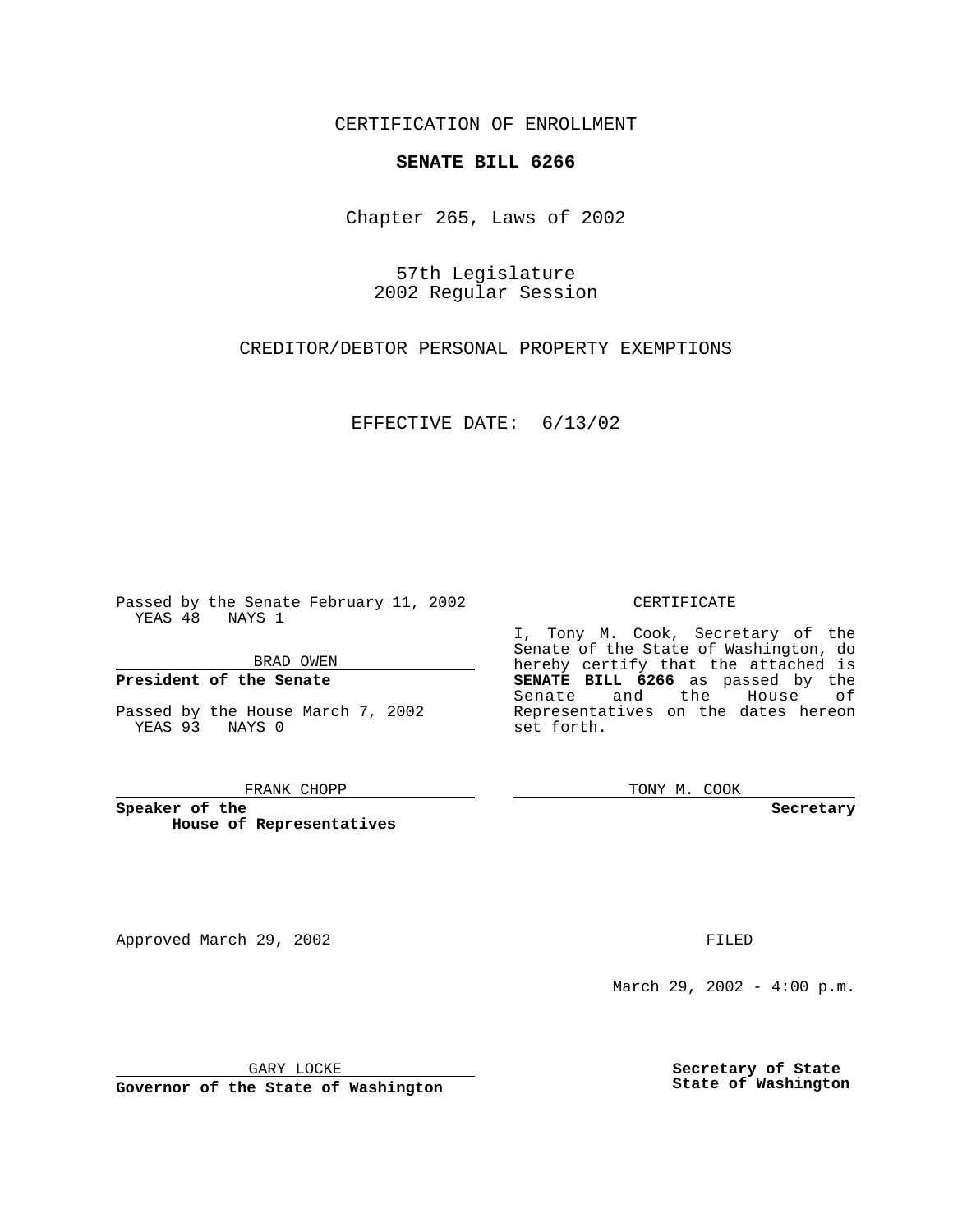CERTIFICATION OF ENROLLMENT

**SENATE BILL 6266**

Chapter 265, Laws of 2002

57th Legislature
2002 Regular Session

CREDITOR/DEBTOR PERSONAL PROPERTY EXEMPTIONS

EFFECTIVE DATE: 6/13/02

Passed by the Senate February 11, 2002
YEAS 48 NAYS 1

BRAD OWEN

**President of the Senate**

Passed by the House March 7, 2002
YEAS 93 NAYS 0

FRANK CHOPP

**Speaker of the House of Representatives**

CERTIFICATE

I, Tony M. Cook, Secretary of the Senate of the State of Washington, do hereby certify that the attached is **SENATE BILL 6266** as passed by the Senate and the House of Representatives on the dates hereon set forth.

TONY M. COOK

**Secretary**

Approved March 29, 2002

GARY LOCKE

**Governor of the State of Washington**

FILED

March 29, 2002 - 4:00 p.m.

**Secretary of State State of Washington**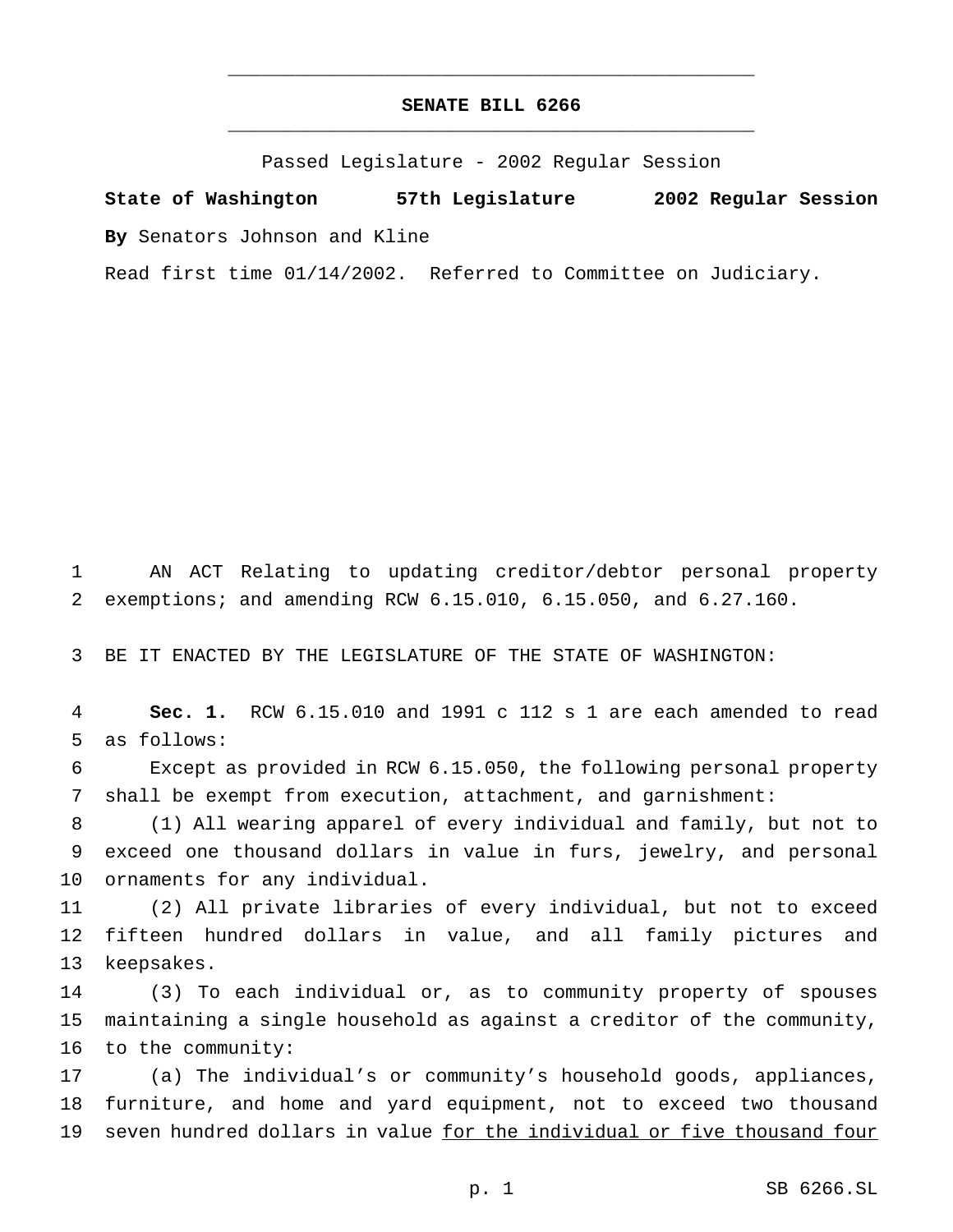# SENATE BILL 6266

Passed Legislature - 2002 Regular Session

**State of Washington 57th Legislature 2002 Regular Session**

**By** Senators Johnson and Kline

Read first time 01/14/2002. Referred to Committee on Judiciary.

AN ACT Relating to updating creditor/debtor personal property exemptions; and amending RCW 6.15.010, 6.15.050, and 6.27.160.

BE IT ENACTED BY THE LEGISLATURE OF THE STATE OF WASHINGTON:

**Sec. 1.** RCW 6.15.010 and 1991 c 112 s 1 are each amended to read as follows:

Except as provided in RCW 6.15.050, the following personal property shall be exempt from execution, attachment, and garnishment:

(1) All wearing apparel of every individual and family, but not to exceed one thousand dollars in value in furs, jewelry, and personal ornaments for any individual.

(2) All private libraries of every individual, but not to exceed fifteen hundred dollars in value, and all family pictures and keepsakes.

(3) To each individual or, as to community property of spouses maintaining a single household as against a creditor of the community, to the community:

(a) The individual's or community's household goods, appliances, furniture, and home and yard equipment, not to exceed two thousand seven hundred dollars in value for the individual or five thousand four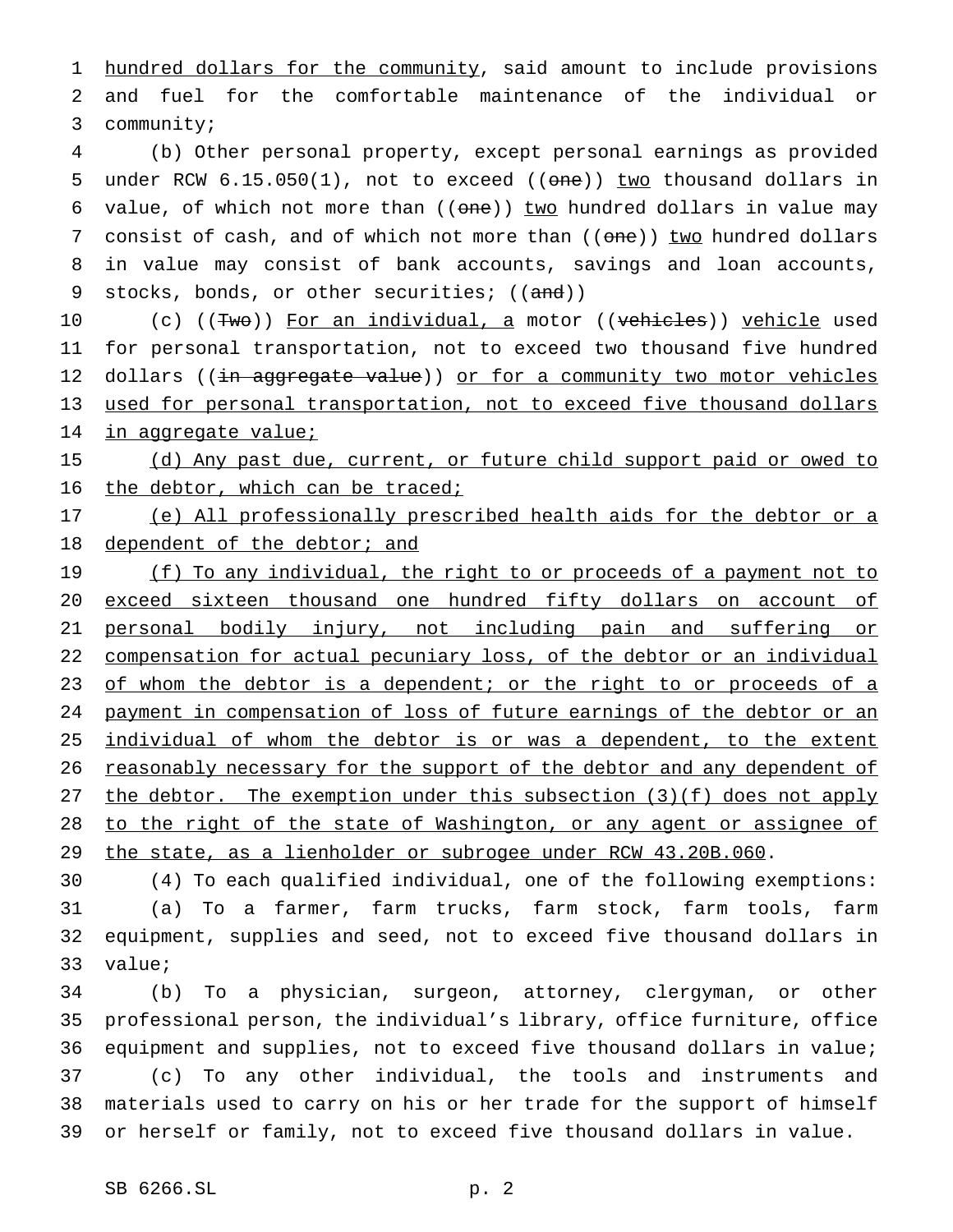hundred dollars for the community, said amount to include provisions and fuel for the comfortable maintenance of the individual or community;

(b) Other personal property, except personal earnings as provided under RCW 6.15.050(1), not to exceed ((~~one~~)) two thousand dollars in value, of which not more than ((~~one~~)) two hundred dollars in value may consist of cash, and of which not more than ((~~one~~)) two hundred dollars in value may consist of bank accounts, savings and loan accounts, stocks, bonds, or other securities; ((~~and~~))

(c) ((~~Two~~)) For an individual, a motor ((~~vehicles~~)) vehicle used for personal transportation, not to exceed two thousand five hundred dollars ((~~in aggregate value~~)) or for a community two motor vehicles used for personal transportation, not to exceed five thousand dollars in aggregate value;

(d) Any past due, current, or future child support paid or owed to the debtor, which can be traced;

(e) All professionally prescribed health aids for the debtor or a dependent of the debtor; and

(f) To any individual, the right to or proceeds of a payment not to exceed sixteen thousand one hundred fifty dollars on account of personal bodily injury, not including pain and suffering or compensation for actual pecuniary loss, of the debtor or an individual of whom the debtor is a dependent; or the right to or proceeds of a payment in compensation of loss of future earnings of the debtor or an individual of whom the debtor is or was a dependent, to the extent reasonably necessary for the support of the debtor and any dependent of the debtor. The exemption under this subsection (3)(f) does not apply to the right of the state of Washington, or any agent or assignee of the state, as a lienholder or subrogee under RCW 43.20B.060.

(4) To each qualified individual, one of the following exemptions:

(a) To a farmer, farm trucks, farm stock, farm tools, farm equipment, supplies and seed, not to exceed five thousand dollars in value;

(b) To a physician, surgeon, attorney, clergyman, or other professional person, the individual's library, office furniture, office equipment and supplies, not to exceed five thousand dollars in value;

(c) To any other individual, the tools and instruments and materials used to carry on his or her trade for the support of himself or herself or family, not to exceed five thousand dollars in value.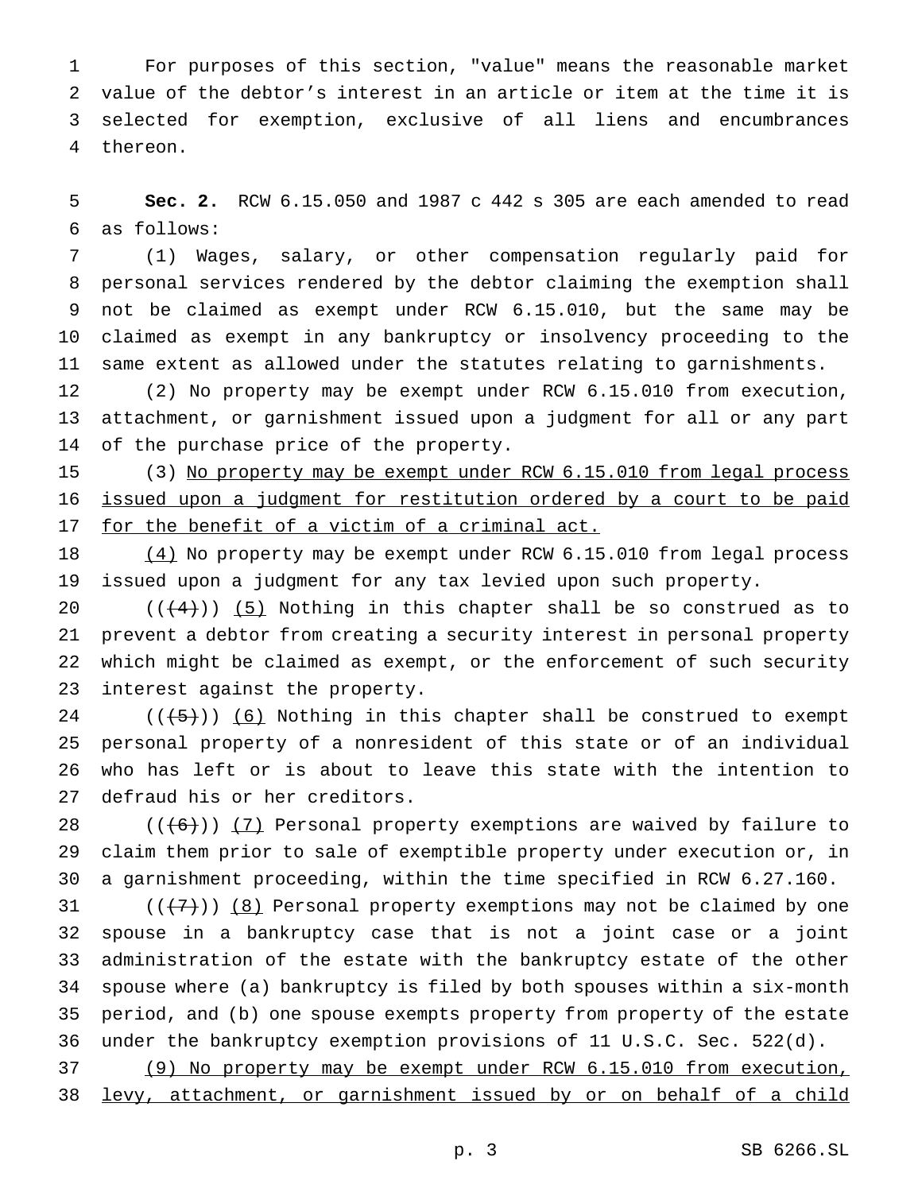For purposes of this section, "value" means the reasonable market value of the debtor's interest in an article or item at the time it is selected for exemption, exclusive of all liens and encumbrances thereon.

**Sec. 2.** RCW 6.15.050 and 1987 c 442 s 305 are each amended to read as follows:

(1) Wages, salary, or other compensation regularly paid for personal services rendered by the debtor claiming the exemption shall not be claimed as exempt under RCW 6.15.010, but the same may be claimed as exempt in any bankruptcy or insolvency proceeding to the same extent as allowed under the statutes relating to garnishments.

(2) No property may be exempt under RCW 6.15.010 from execution, attachment, or garnishment issued upon a judgment for all or any part of the purchase price of the property.

(3) <u>No property may be exempt under RCW 6.15.010 from legal process issued upon a judgment for restitution ordered by a court to be paid for the benefit of a victim of a criminal act.</u>

<u>(4)</u> No property may be exempt under RCW 6.15.010 from legal process issued upon a judgment for any tax levied upon such property.

((~~(4)~~)) <u>(5)</u> Nothing in this chapter shall be so construed as to prevent a debtor from creating a security interest in personal property which might be claimed as exempt, or the enforcement of such security interest against the property.

((~~(5)~~)) <u>(6)</u> Nothing in this chapter shall be construed to exempt personal property of a nonresident of this state or of an individual who has left or is about to leave this state with the intention to defraud his or her creditors.

((~~(6)~~)) <u>(7)</u> Personal property exemptions are waived by failure to claim them prior to sale of exemptible property under execution or, in a garnishment proceeding, within the time specified in RCW 6.27.160.

((~~(7)~~)) <u>(8)</u> Personal property exemptions may not be claimed by one spouse in a bankruptcy case that is not a joint case or a joint administration of the estate with the bankruptcy estate of the other spouse where (a) bankruptcy is filed by both spouses within a six-month period, and (b) one spouse exempts property from property of the estate under the bankruptcy exemption provisions of 11 U.S.C. Sec. 522(d).

<u>(9) No property may be exempt under RCW 6.15.010 from execution, levy, attachment, or garnishment issued by or on behalf of a child</u>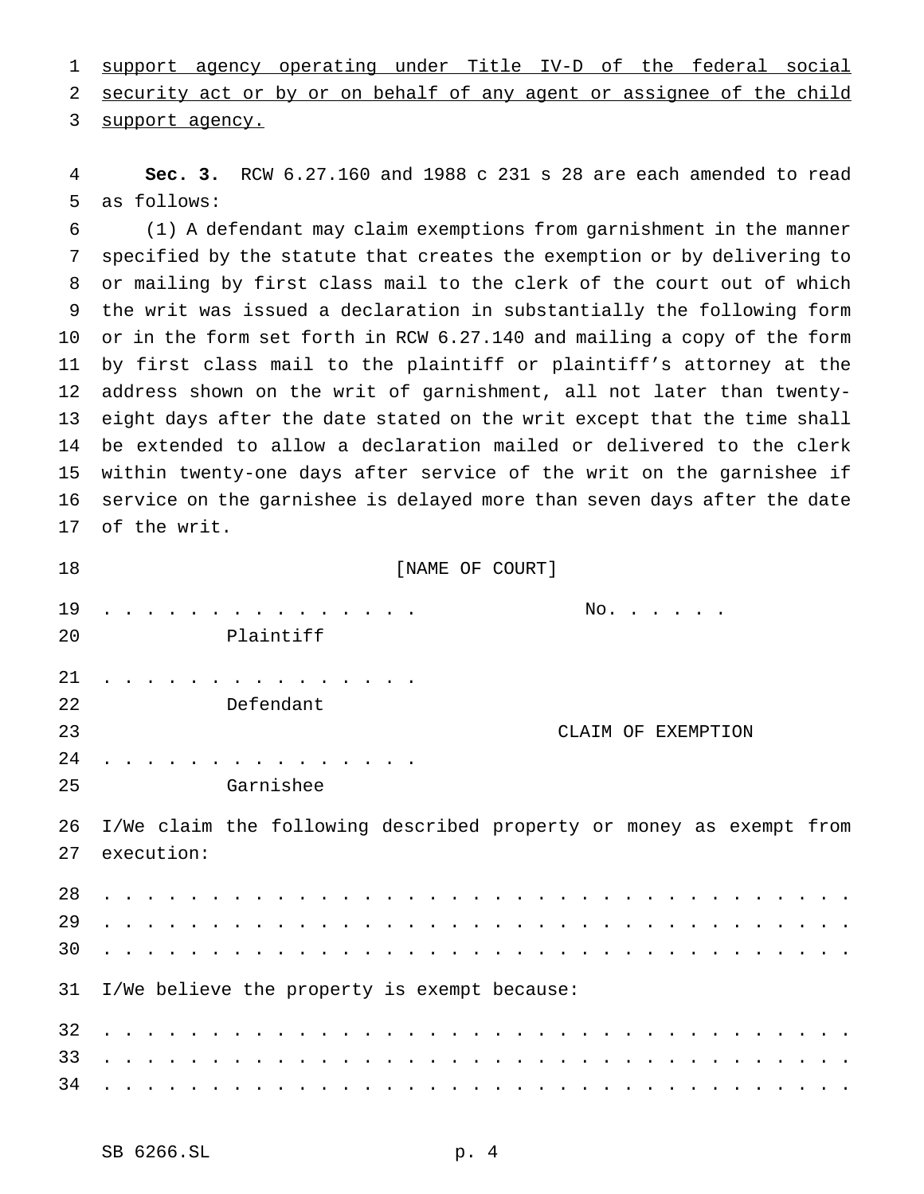support agency operating under Title IV-D of the federal social security act or by or on behalf of any agent or assignee of the child support agency.

**Sec. 3.** RCW 6.27.160 and 1988 c 231 s 28 are each amended to read as follows:

(1) A defendant may claim exemptions from garnishment in the manner specified by the statute that creates the exemption or by delivering to or mailing by first class mail to the clerk of the court out of which the writ was issued a declaration in substantially the following form or in the form set forth in RCW 6.27.140 and mailing a copy of the form by first class mail to the plaintiff or plaintiff's attorney at the address shown on the writ of garnishment, all not later than twenty-eight days after the date stated on the writ except that the time shall be extended to allow a declaration mailed or delivered to the clerk within twenty-one days after service of the writ on the garnishee if service on the garnishee is delayed more than seven days after the date of the writ.

[NAME OF COURT]

. . . . . . . . . . . . . . . No. . . . . . .
Plaintiff

. . . . . . . . . . . . . . .
Defendant

CLAIM OF EXEMPTION

. . . . . . . . . . . . . . .
Garnishee

I/We claim the following described property or money as exempt from execution:

. . . . . . . . . . . . . . . . . . . . . . . . . . . . . . . . . . .
. . . . . . . . . . . . . . . . . . . . . . . . . . . . . . . . . . .
. . . . . . . . . . . . . . . . . . . . . . . . . . . . . . . . . . .

I/We believe the property is exempt because:

. . . . . . . . . . . . . . . . . . . . . . . . . . . . . . . . . . .
. . . . . . . . . . . . . . . . . . . . . . . . . . . . . . . . . . .
. . . . . . . . . . . . . . . . . . . . . . . . . . . . . . . . . . .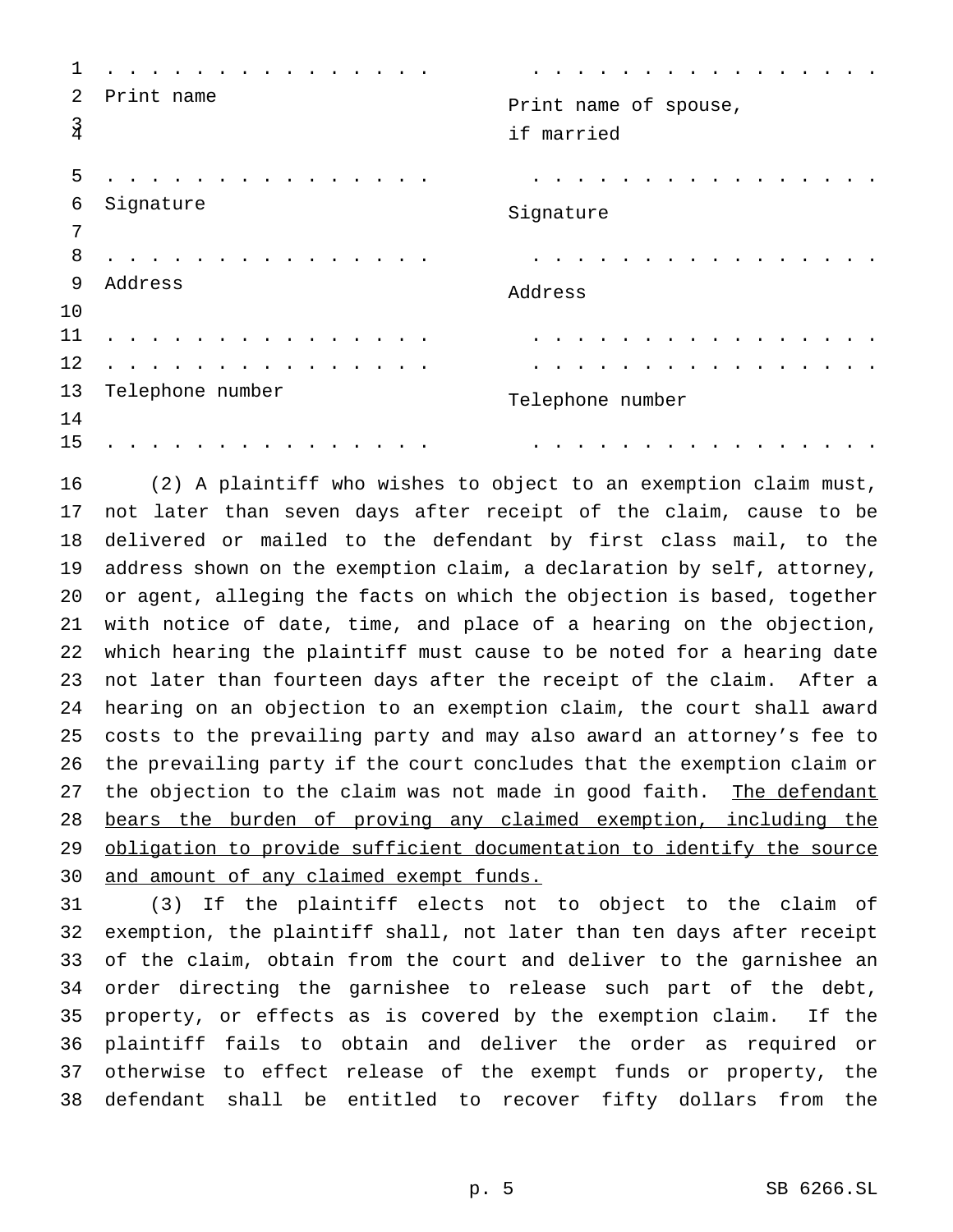| . . . . . . . . . . . . . . . . | . . . . . . . . . . . . . . . . |
|---|---|
| Print name | Print name of spouse, if married |
| . . . . . . . . . . . . . . . . | . . . . . . . . . . . . . . . . |
| Signature | Signature |
| . . . . . . . . . . . . . . . . | . . . . . . . . . . . . . . . . |
| Address | Address |
| . . . . . . . . . . . . . . . . | . . . . . . . . . . . . . . . . |
| . . . . . . . . . . . . . . . . | . . . . . . . . . . . . . . . . |
| Telephone number | Telephone number |
| . . . . . . . . . . . . . . . . | . . . . . . . . . . . . . . . . |

(2) A plaintiff who wishes to object to an exemption claim must, not later than seven days after receipt of the claim, cause to be delivered or mailed to the defendant by first class mail, to the address shown on the exemption claim, a declaration by self, attorney, or agent, alleging the facts on which the objection is based, together with notice of date, time, and place of a hearing on the objection, which hearing the plaintiff must cause to be noted for a hearing date not later than fourteen days after the receipt of the claim. After a hearing on an objection to an exemption claim, the court shall award costs to the prevailing party and may also award an attorney's fee to the prevailing party if the court concludes that the exemption claim or the objection to the claim was not made in good faith. <u>The defendant bears the burden of proving any claimed exemption, including the obligation to provide sufficient documentation to identify the source and amount of any claimed exempt funds.</u>

(3) If the plaintiff elects not to object to the claim of exemption, the plaintiff shall, not later than ten days after receipt of the claim, obtain from the court and deliver to the garnishee an order directing the garnishee to release such part of the debt, property, or effects as is covered by the exemption claim. If the plaintiff fails to obtain and deliver the order as required or otherwise to effect release of the exempt funds or property, the defendant shall be entitled to recover fifty dollars from the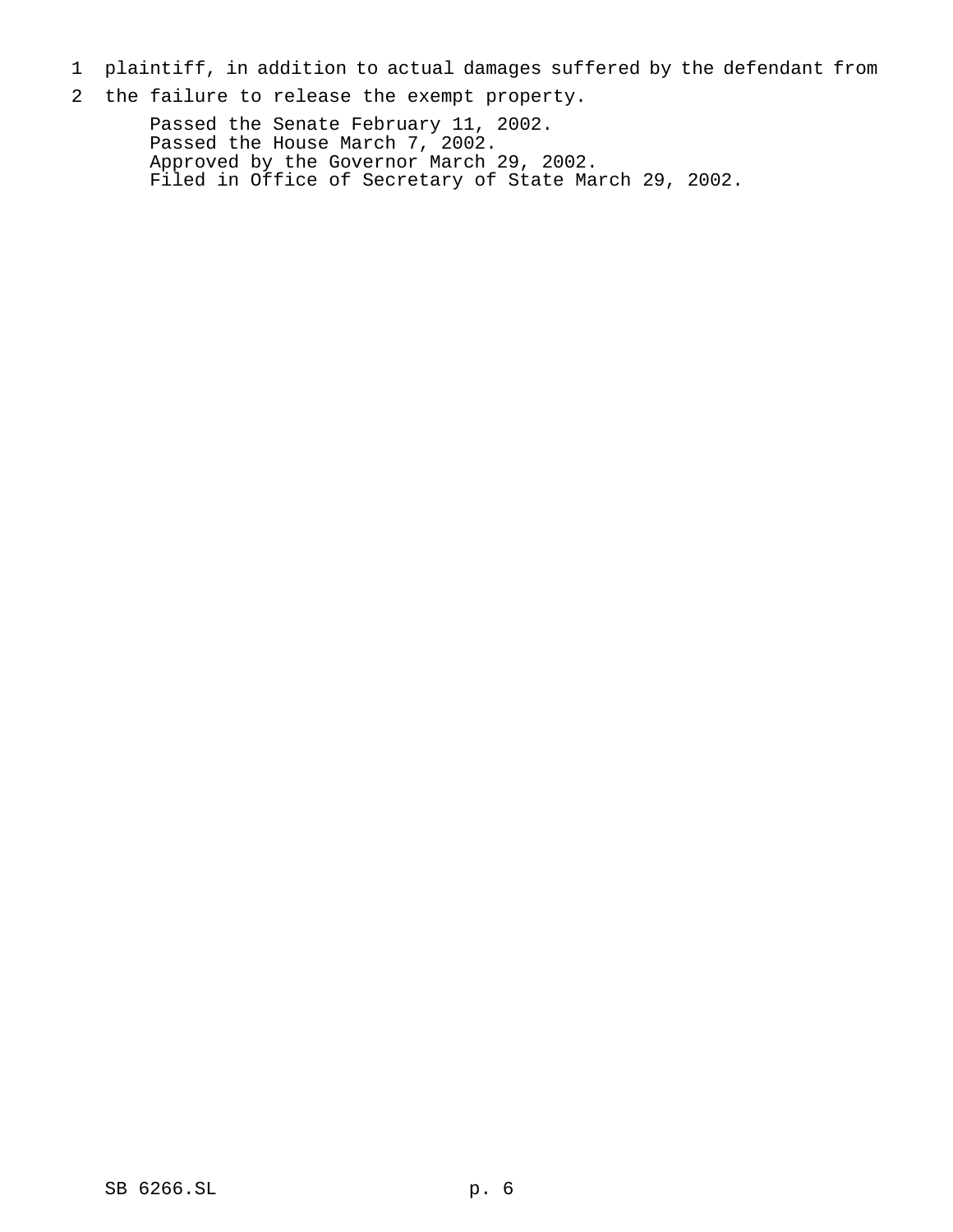plaintiff, in addition to actual damages suffered by the defendant from the failure to release the exempt property.

Passed the Senate February 11, 2002.
Passed the House March 7, 2002.
Approved by the Governor March 29, 2002.
Filed in Office of Secretary of State March 29, 2002.